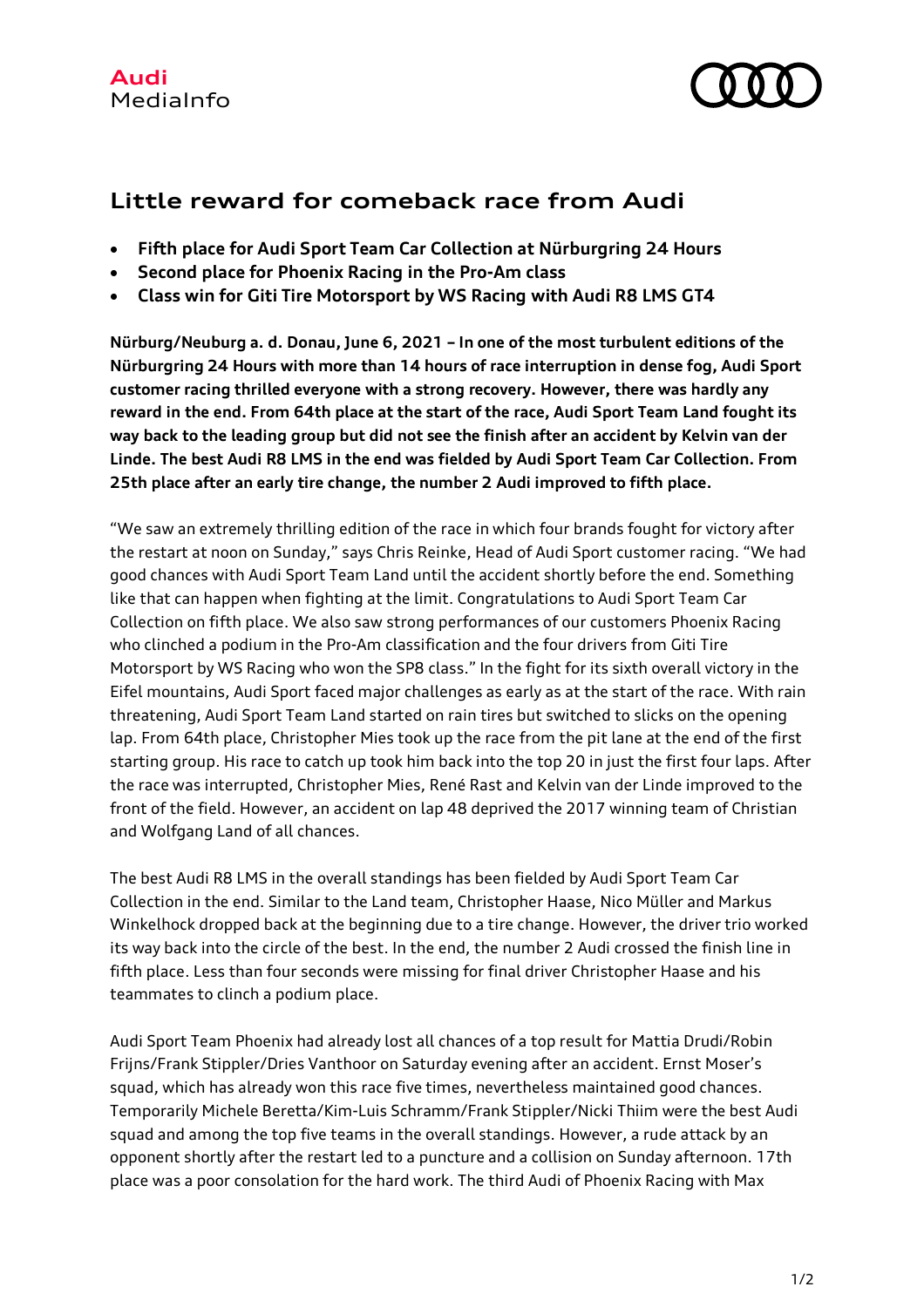Audi
MediaInfo

# Little reward for comeback race from Audi

- **Fifth place for Audi Sport Team Car Collection at Nürburgring 24 Hours**
- **Second place for Phoenix Racing in the Pro-Am class**
- **Class win for Giti Tire Motorsport by WS Racing with Audi R8 LMS GT4**

**Nürburg/Neuburg a. d. Donau, June 6, 2021 – In one of the most turbulent editions of the Nürburgring 24 Hours with more than 14 hours of race interruption in dense fog, Audi Sport customer racing thrilled everyone with a strong recovery. However, there was hardly any reward in the end. From 64th place at the start of the race, Audi Sport Team Land fought its way back to the leading group but did not see the finish after an accident by Kelvin van der Linde. The best Audi R8 LMS in the end was fielded by Audi Sport Team Car Collection. From 25th place after an early tire change, the number 2 Audi improved to fifth place.**

"We saw an extremely thrilling edition of the race in which four brands fought for victory after the restart at noon on Sunday," says Chris Reinke, Head of Audi Sport customer racing. "We had good chances with Audi Sport Team Land until the accident shortly before the end. Something like that can happen when fighting at the limit. Congratulations to Audi Sport Team Car Collection on fifth place. We also saw strong performances of our customers Phoenix Racing who clinched a podium in the Pro-Am classification and the four drivers from Giti Tire Motorsport by WS Racing who won the SP8 class." In the fight for its sixth overall victory in the Eifel mountains, Audi Sport faced major challenges as early as at the start of the race. With rain threatening, Audi Sport Team Land started on rain tires but switched to slicks on the opening lap. From 64th place, Christopher Mies took up the race from the pit lane at the end of the first starting group. His race to catch up took him back into the top 20 in just the first four laps. After the race was interrupted, Christopher Mies, René Rast and Kelvin van der Linde improved to the front of the field. However, an accident on lap 48 deprived the 2017 winning team of Christian and Wolfgang Land of all chances.

The best Audi R8 LMS in the overall standings has been fielded by Audi Sport Team Car Collection in the end. Similar to the Land team, Christopher Haase, Nico Müller and Markus Winkelhock dropped back at the beginning due to a tire change. However, the driver trio worked its way back into the circle of the best. In the end, the number 2 Audi crossed the finish line in fifth place. Less than four seconds were missing for final driver Christopher Haase and his teammates to clinch a podium place.

Audi Sport Team Phoenix had already lost all chances of a top result for Mattia Drudi/Robin Frijns/Frank Stippler/Dries Vanthoor on Saturday evening after an accident. Ernst Moser's squad, which has already won this race five times, nevertheless maintained good chances. Temporarily Michele Beretta/Kim-Luis Schramm/Frank Stippler/Nicki Thiim were the best Audi squad and among the top five teams in the overall standings. However, a rude attack by an opponent shortly after the restart led to a puncture and a collision on Sunday afternoon. 17th place was a poor consolation for the hard work. The third Audi of Phoenix Racing with Max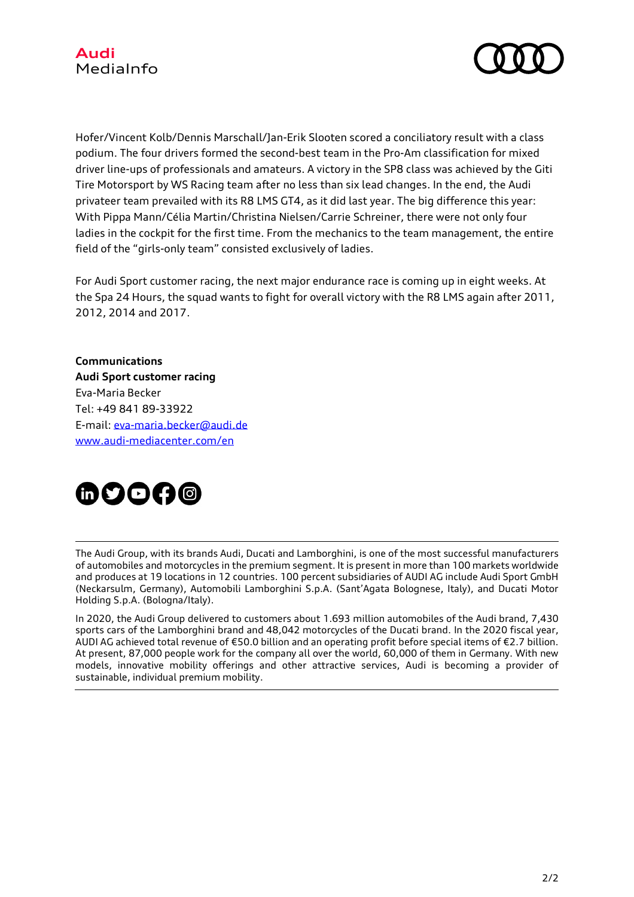Hofer/Vincent Kolb/Dennis Marschall/Jan-Erik Slooten scored a conciliatory result with a class podium. The four drivers formed the second-best team in the Pro-Am classification for mixed driver line-ups of professionals and amateurs. A victory in the SP8 class was achieved by the Giti Tire Motorsport by WS Racing team after no less than six lead changes. In the end, the Audi privateer team prevailed with its R8 LMS GT4, as it did last year. The big difference this year: With Pippa Mann/Célia Martin/Christina Nielsen/Carrie Schreiner, there were not only four ladies in the cockpit for the first time. From the mechanics to the team management, the entire field of the "girls-only team" consisted exclusively of ladies.

For Audi Sport customer racing, the next major endurance race is coming up in eight weeks. At the Spa 24 Hours, the squad wants to fight for overall victory with the R8 LMS again after 2011, 2012, 2014 and 2017.

**Communications**
**Audi Sport customer racing**
Eva-Maria Becker
Tel: +49 841 89-33922
E-mail: eva-maria.becker@audi.de
www.audi-mediacenter.com/en

---

The Audi Group, with its brands Audi, Ducati and Lamborghini, is one of the most successful manufacturers of automobiles and motorcycles in the premium segment. It is present in more than 100 markets worldwide and produces at 19 locations in 12 countries. 100 percent subsidiaries of AUDI AG include Audi Sport GmbH (Neckarsulm, Germany), Automobili Lamborghini S.p.A. (Sant'Agata Bolognese, Italy), and Ducati Motor Holding S.p.A. (Bologna/Italy).

In 2020, the Audi Group delivered to customers about 1.693 million automobiles of the Audi brand, 7,430 sports cars of the Lamborghini brand and 48,042 motorcycles of the Ducati brand. In the 2020 fiscal year, AUDI AG achieved total revenue of €50.0 billion and an operating profit before special items of €2.7 billion. At present, 87,000 people work for the company all over the world, 60,000 of them in Germany. With new models, innovative mobility offerings and other attractive services, Audi is becoming a provider of sustainable, individual premium mobility.

---